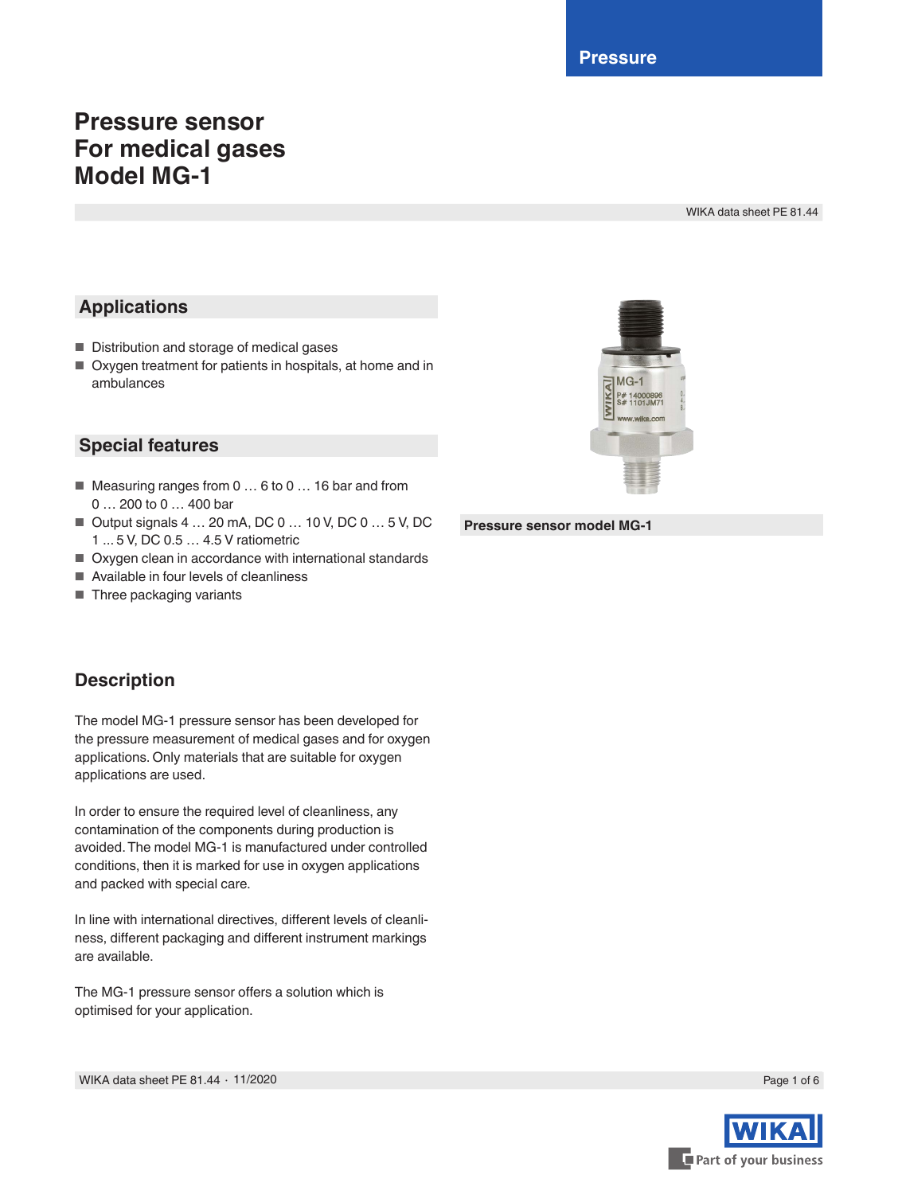Pressure

# Pressure sensor For medical gases Model MG-1

WIKA data sheet PE 81.44

## Applications

- Distribution and storage of medical gases
- Oxygen treatment for patients in hospitals, at home and in ambulances

## Special features

- Measuring ranges from 0 … 6 to 0 … 16 bar and from 0 … 200 to 0 … 400 bar
- Output signals 4 … 20 mA, DC 0 … 10 V, DC 0 … 5 V, DC 1 ... 5 V, DC 0.5 … 4.5 V ratiometric
- Oxygen clean in accordance with international standards
- Available in four levels of cleanliness
- Three packaging variants

Pressure sensor model MG-1

## Description

The model MG-1 pressure sensor has been developed for the pressure measurement of medical gases and for oxygen applications. Only materials that are suitable for oxygen applications are used.

In order to ensure the required level of cleanliness, any contamination of the components during production is avoided. The model MG-1 is manufactured under controlled conditions, then it is marked for use in oxygen applications and packed with special care.

In line with international directives, different levels of cleanliness, different packaging and different instrument markings are available.

The MG-1 pressure sensor offers a solution which is optimised for your application.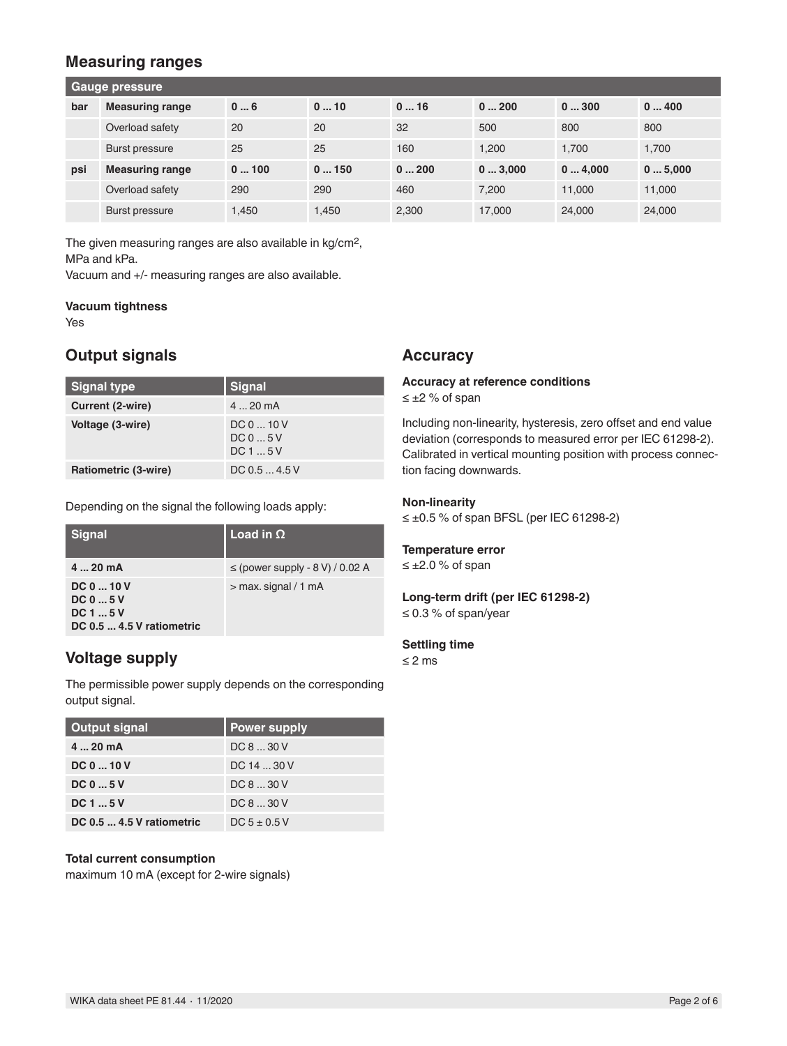## Measuring ranges

| Gauge pressure | | | | | | | |
|---|---|---|---|---|---|---|---|
| **bar** | **Measuring range** | **0 ... 6** | **0 ... 10** | **0 ... 16** | **0 ... 200** | **0 ... 300** | **0 ... 400** |
| | Overload safety | 20 | 20 | 32 | 500 | 800 | 800 |
| | Burst pressure | 25 | 25 | 160 | 1,200 | 1,700 | 1,700 |
| **psi** | **Measuring range** | **0 ... 100** | **0 ... 150** | **0 ... 200** | **0 ... 3,000** | **0 ... 4,000** | **0 ... 5,000** |
| | Overload safety | 290 | 290 | 460 | 7,200 | 11,000 | 11,000 |
| | Burst pressure | 1,450 | 1,450 | 2,300 | 17,000 | 24,000 | 24,000 |

The given measuring ranges are also available in kg/cm$^2$, MPa and kPa.
Vacuum and +/- measuring ranges are also available.

**Vacuum tightness**
Yes

## Output signals

| Signal type | Signal |
|---|---|
| **Current (2-wire)** | 4 ... 20 mA |
| **Voltage (3-wire)** | DC 0 ... 10 V<br>DC 0 ... 5 V<br>DC 1 ... 5 V |
| **Ratiometric (3-wire)** | DC 0.5 ... 4.5 V |

Depending on the signal the following loads apply:

| Signal | Load in Ω |
|---|---|
| **4 ... 20 mA** | ≤ (power supply - 8 V) / 0.02 A |
| **DC 0 ... 10 V**<br>**DC 0 ... 5 V**<br>**DC 1 ... 5 V**<br>**DC 0.5 ... 4.5 V ratiometric** | > max. signal / 1 mA |

## Voltage supply

The permissible power supply depends on the corresponding output signal.

| Output signal | Power supply |
|---|---|
| **4 ... 20 mA** | DC 8 ... 30 V |
| **DC 0 ... 10 V** | DC 14 ... 30 V |
| **DC 0 ... 5 V** | DC 8 ... 30 V |
| **DC 1 ... 5 V** | DC 8 ... 30 V |
| **DC 0.5 ... 4.5 V ratiometric** | DC 5 ± 0.5 V |

**Total current consumption**
maximum 10 mA (except for 2-wire signals)

## Accuracy

**Accuracy at reference conditions**
≤ ±2 % of span

Including non-linearity, hysteresis, zero offset and end value deviation (corresponds to measured error per IEC 61298-2). Calibrated in vertical mounting position with process connection facing downwards.

**Non-linearity**
≤ ±0.5 % of span BFSL (per IEC 61298-2)

**Temperature error**
≤ ±2.0 % of span

**Long-term drift (per IEC 61298-2)**
≤ 0.3 % of span/year

**Settling time**
≤ 2 ms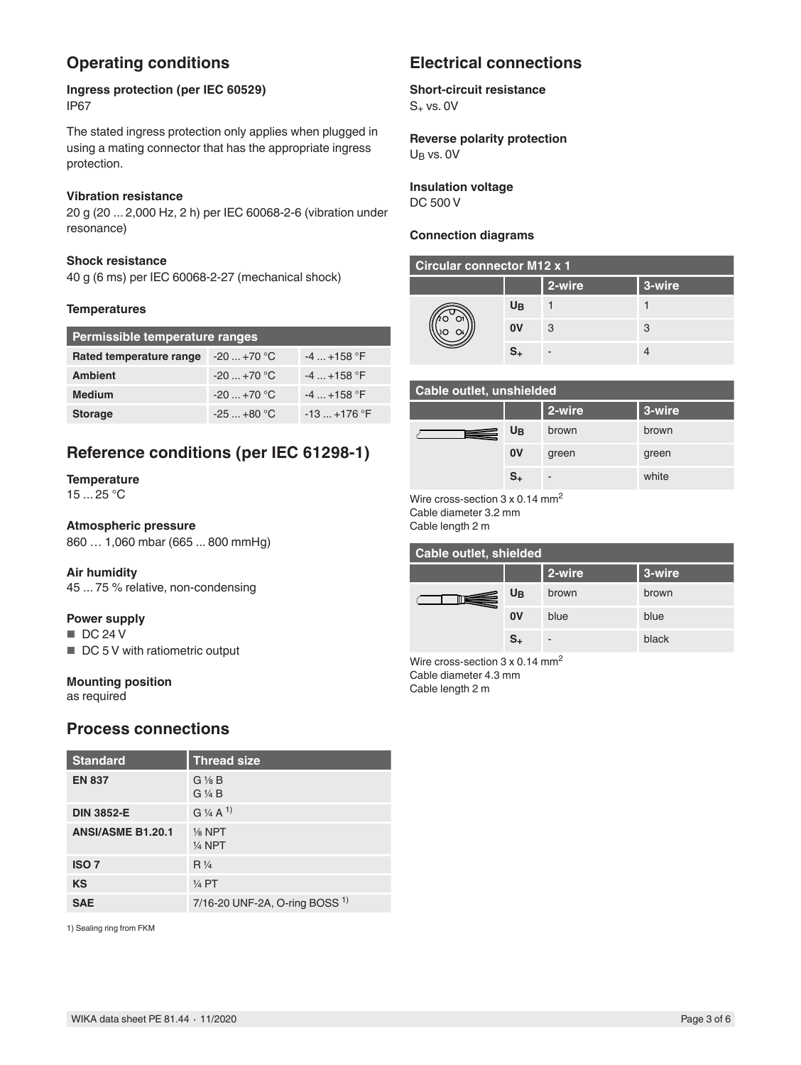## Operating conditions

### Ingress protection (per IEC 60529)

IP67

The stated ingress protection only applies when plugged in using a mating connector that has the appropriate ingress protection.

### Vibration resistance

20 g (20 ... 2,000 Hz, 2 h) per IEC 60068-2-6 (vibration under resonance)

### Shock resistance

40 g (6 ms) per IEC 60068-2-27 (mechanical shock)

### Temperatures

| Permissible temperature ranges | | |
|---|---|---|
| **Rated temperature range** | -20 ... +70 °C | -4 ... +158 °F |
| **Ambient** | -20 ... +70 °C | -4 ... +158 °F |
| **Medium** | -20 ... +70 °C | -4 ... +158 °F |
| **Storage** | -25 ... +80 °C | -13 ... +176 °F |

## Reference conditions (per IEC 61298-1)

### Temperature

15 ... 25 °C

### Atmospheric pressure

860 … 1,060 mbar (665 ... 800 mmHg)

### Air humidity

45 ... 75 % relative, non-condensing

### Power supply

- DC 24 V
- DC 5 V with ratiometric output

### Mounting position

as required

## Process connections

| Standard | Thread size |
|---|---|
| **EN 837** | G ⅛ B<br>G ¼ B |
| **DIN 3852-E** | G ¼ A [1] |
| **ANSI/ASME B1.20.1** | ⅛ NPT<br>¼ NPT |
| **ISO 7** | R ¼ |
| **KS** | ¼ PT |
| **SAE** | 7/16-20 UNF-2A, O-ring BOSS [1] |

1) Sealing ring from FKM

## Electrical connections

### Short-circuit resistance

$S_+$ vs. 0V

### Reverse polarity protection

$U_B$ vs. 0V

### Insulation voltage

DC 500 V

### Connection diagrams

| Circular connector M12 x 1 | | | |
|---|---|---|---|
| | | **2-wire** | **3-wire** |
| | $U_B$ | 1 | 1 |
| | 0V | 3 | 3 |
| | $S_+$ | - | 4 |

| Cable outlet, unshielded | | | |
|---|---|---|---|
| | | **2-wire** | **3-wire** |
| | $U_B$ | brown | brown |
| | 0V | green | green |
| | $S_+$ | - | white |

Wire cross-section 3 x 0.14 $mm^2$
Cable diameter 3.2 mm
Cable length 2 m

| Cable outlet, shielded | | | |
|---|---|---|---|
| | | **2-wire** | **3-wire** |
| | $U_B$ | brown | brown |
| | 0V | blue | blue |
| | $S_+$ | - | black |

Wire cross-section 3 x 0.14 $mm^2$
Cable diameter 4.3 mm
Cable length 2 m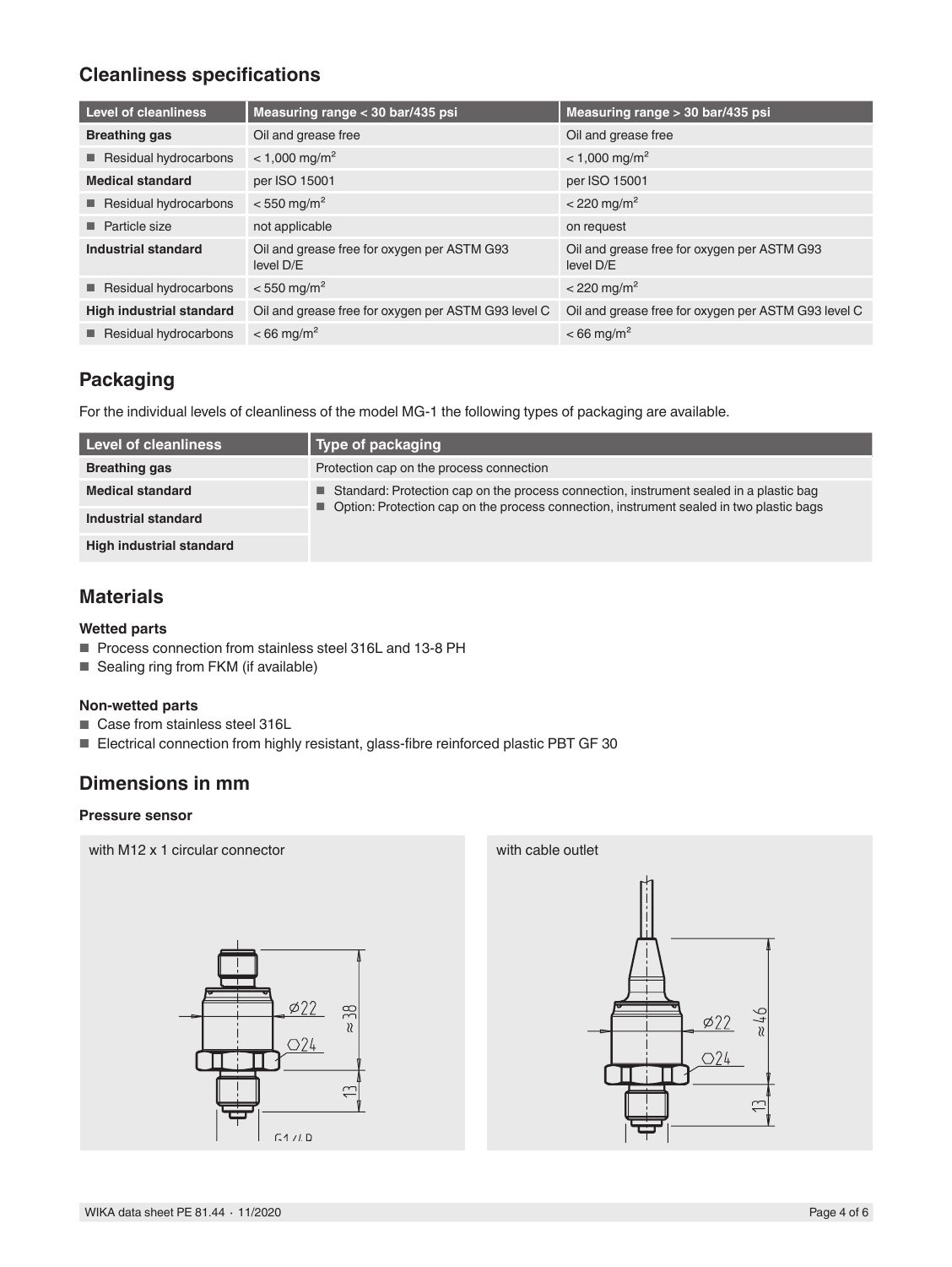## Cleanliness specifications

| Level of cleanliness | Measuring range < 30 bar/435 psi | Measuring range > 30 bar/435 psi |
|---|---|---|
| **Breathing gas** | Oil and grease free | Oil and grease free |
| ■ Residual hydrocarbons | < 1,000 mg/m² | < 1,000 mg/m² |
| **Medical standard** | per ISO 15001 | per ISO 15001 |
| ■ Residual hydrocarbons | < 550 mg/m² | < 220 mg/m² |
| ■ Particle size | not applicable | on request |
| **Industrial standard** | Oil and grease free for oxygen per ASTM G93 level D/E | Oil and grease free for oxygen per ASTM G93 level D/E |
| ■ Residual hydrocarbons | < 550 mg/m² | < 220 mg/m² |
| **High industrial standard** | Oil and grease free for oxygen per ASTM G93 level C | Oil and grease free for oxygen per ASTM G93 level C |
| ■ Residual hydrocarbons | < 66 mg/m² | < 66 mg/m² |

## Packaging

For the individual levels of cleanliness of the model MG-1 the following types of packaging are available.

| Level of cleanliness | Type of packaging |
|---|---|
| **Breathing gas** | Protection cap on the process connection |
| **Medical standard** | ■ Standard: Protection cap on the process connection, instrument sealed in a plastic bag<br>■ Option: Protection cap on the process connection, instrument sealed in two plastic bags |
| **Industrial standard** | |
| **High industrial standard** | |

## Materials

### Wetted parts

- Process connection from stainless steel 316L and 13-8 PH
- Sealing ring from FKM (if available)

### Non-wetted parts

- Case from stainless steel 316L
- Electrical connection from highly resistant, glass-fibre reinforced plastic PBT GF 30

## Dimensions in mm

### Pressure sensor

with M12 x 1 circular connector

Ø22, ⬡24, ≈ 38, 13, G1/4 B

with cable outlet

Ø22, ⬡24, ≈ 46, 13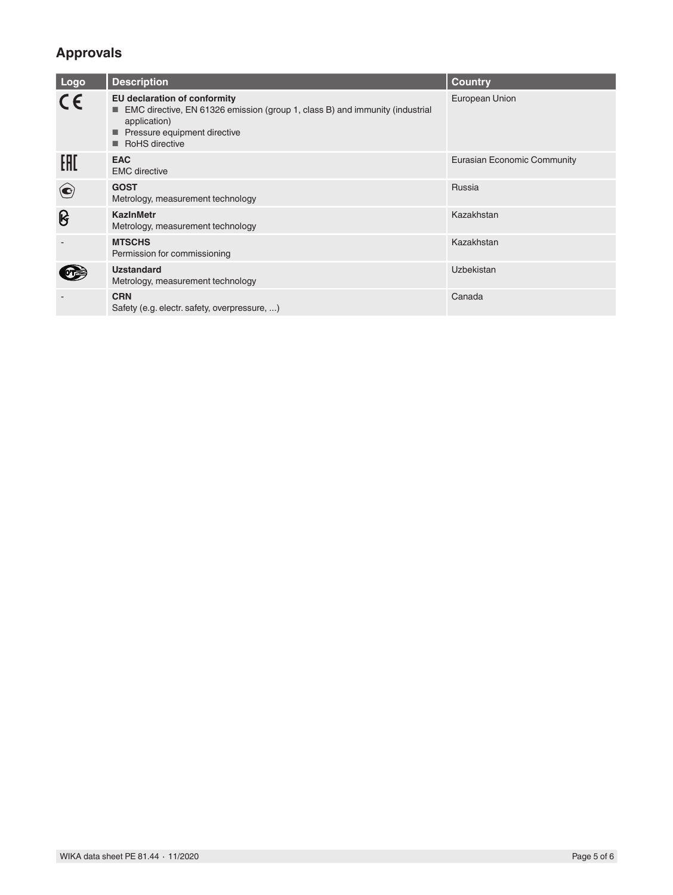## Approvals

| Logo | Description | Country |
|---|---|---|
| CE | **EU declaration of conformity**<br>■ EMC directive, EN 61326 emission (group 1, class B) and immunity (industrial application)<br>■ Pressure equipment directive<br>■ RoHS directive | European Union |
| EAC | **EAC**<br>EMC directive | Eurasian Economic Community |
| | **GOST**<br>Metrology, measurement technology | Russia |
| | **KazInMetr**<br>Metrology, measurement technology | Kazakhstan |
| - | **MTSCHS**<br>Permission for commissioning | Kazakhstan |
| | **Uzstandard**<br>Metrology, measurement technology | Uzbekistan |
| - | **CRN**<br>Safety (e.g. electr. safety, overpressure, ...) | Canada |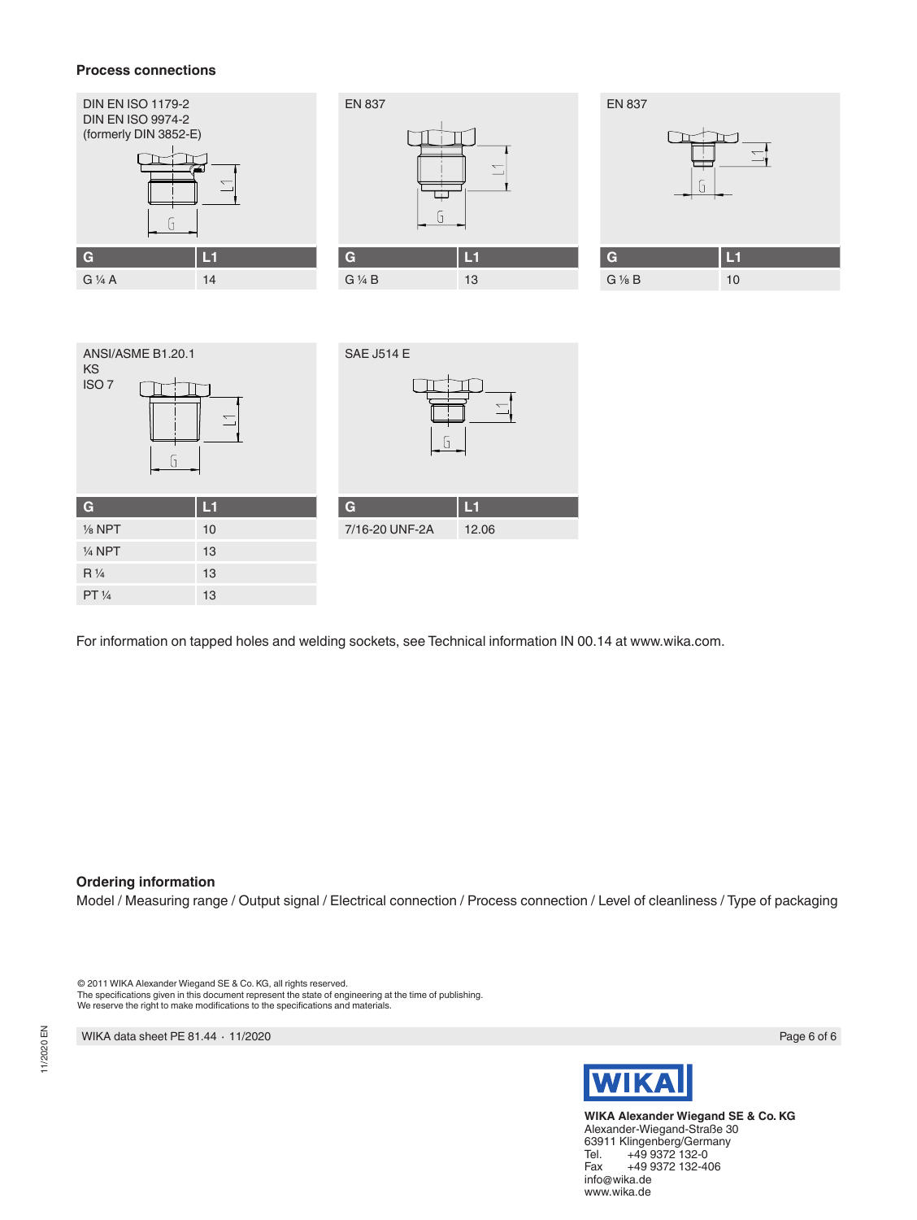## Process connections

DIN EN ISO 1179-2
DIN EN ISO 9974-2
(formerly DIN 3852-E)

| G | L1 |
|---|---|
| G ¼ A | 14 |

EN 837

| G | L1 |
|---|---|
| G ¼ B | 13 |

EN 837

| G | L1 |
|---|---|
| G ⅛ B | 10 |

ANSI/ASME B1.20.1
KS
ISO 7

| G | L1 |
|---|---|
| ⅛ NPT | 10 |
| ¼ NPT | 13 |
| R ¼ | 13 |
| PT ¼ | 13 |

SAE J514 E

| G | L1 |
|---|---|
| 7/16-20 UNF-2A | 12.06 |

For information on tapped holes and welding sockets, see Technical information IN 00.14 at www.wika.com.

## Ordering information

Model / Measuring range / Output signal / Electrical connection / Process connection / Level of cleanliness / Type of packaging

© 2011 WIKA Alexander Wiegand SE & Co. KG, all rights reserved.
The specifications given in this document represent the state of engineering at the time of publishing.
We reserve the right to make modifications to the specifications and materials.

WIKA data sheet PE 81.44 · 11/2020

**WIKA Alexander Wiegand SE & Co. KG**
Alexander-Wiegand-Straße 30
63911 Klingenberg/Germany
Tel. +49 9372 132-0
Fax +49 9372 132-406
info@wika.de
www.wika.de